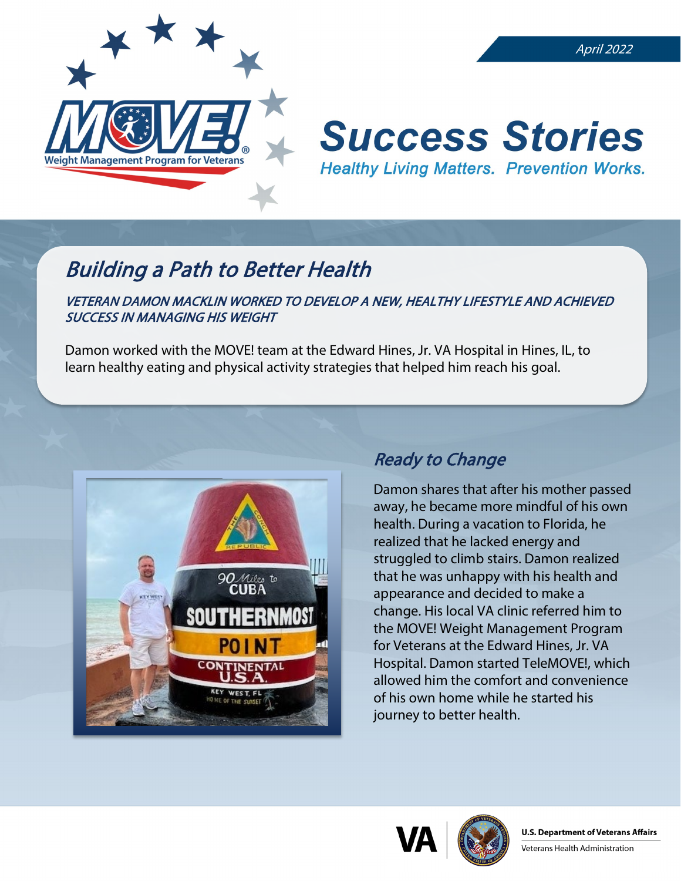April 2022

# Success Stories

*Healthy Living Matters. Prevention Works.*

## Building a Path to Better Health

*VETERAN DAMON MACKLIN WORKED TO DEVELOP A NEW, HEALTHY LIFESTYLE AND ACHIEVED SUCCESS IN MANAGING HIS WEIGHT*

Damon worked with the MOVE! team at the Edward Hines, Jr. VA Hospital in Hines, IL, to learn healthy eating and physical activity strategies that helped him reach his goal.

### Ready to Change

Damon shares that after his mother passed away, he became more mindful of his own health. During a vacation to Florida, he realized that he lacked energy and struggled to climb stairs. Damon realized that he was unhappy with his health and appearance and decided to make a change. His local VA clinic referred him to the MOVE! Weight Management Program for Veterans at the Edward Hines, Jr. VA Hospital. Damon started TeleMOVE!, which allowed him the comfort and convenience of his own home while he started his journey to better health.

U.S. Department of Veterans Affairs
Veterans Health Administration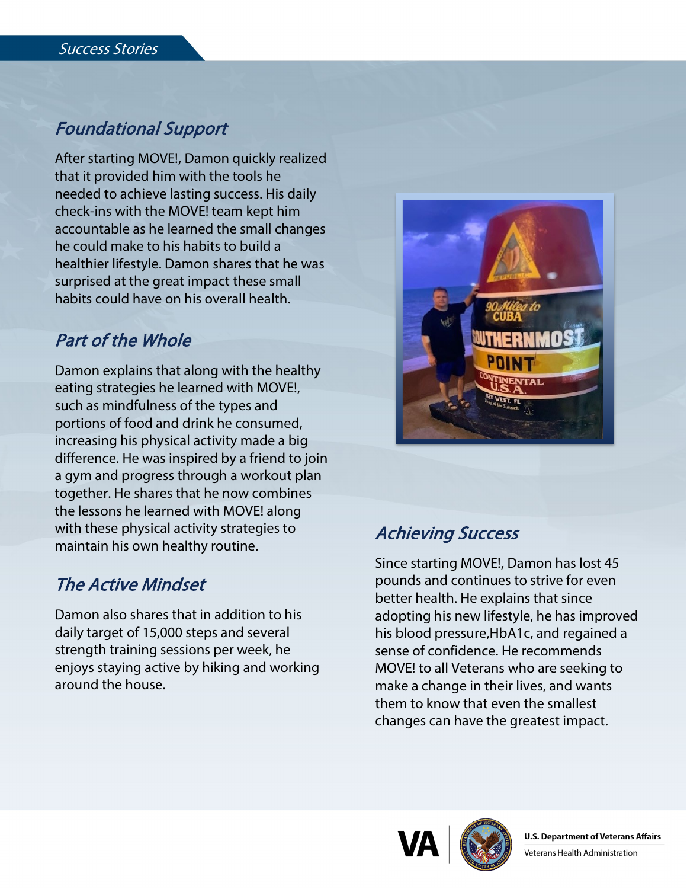## Foundational Support

After starting MOVE!, Damon quickly realized that it provided him with the tools he needed to achieve lasting success. His daily check-ins with the MOVE! team kept him accountable as he learned the small changes he could make to his habits to build a healthier lifestyle. Damon shares that he was surprised at the great impact these small habits could have on his overall health.

## Part of the Whole

Damon explains that along with the healthy eating strategies he learned with MOVE!, such as mindfulness of the types and portions of food and drink he consumed, increasing his physical activity made a big difference. He was inspired by a friend to join a gym and progress through a workout plan together. He shares that he now combines the lessons he learned with MOVE! along with these physical activity strategies to maintain his own healthy routine.

## The Active Mindset

Damon also shares that in addition to his daily target of 15,000 steps and several strength training sessions per week, he enjoys staying active by hiking and working around the house.

## Achieving Success

Since starting MOVE!, Damon has lost 45 pounds and continues to strive for even better health. He explains that since adopting his new lifestyle, he has improved his blood pressure,HbA1c, and regained a sense of confidence. He recommends MOVE! to all Veterans who are seeking to make a change in their lives, and wants them to know that even the smallest changes can have the greatest impact.